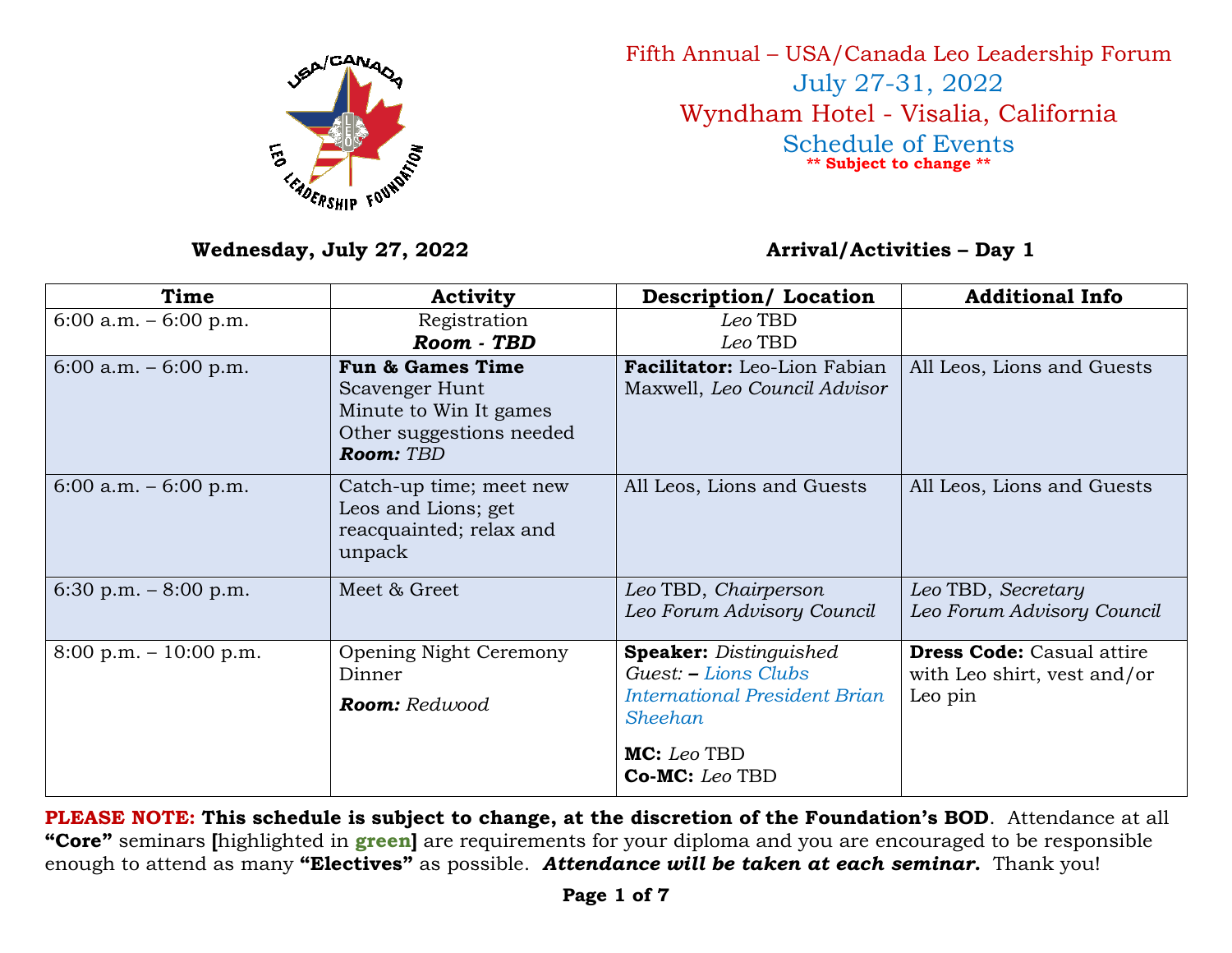# Fifth Annual – USA/Canada Leo Leadership Forum

## July 27-31, 2022

## Wyndham Hotel - Visalia, California

## Schedule of Events

**** Subject to change ****

**Wednesday, July 27, 2022** **Arrival/Activities – Day 1**

| Time | Activity | Description/ Location | Additional Info |
|---|---|---|---|
| 6:00 a.m. – 6:00 p.m. | Registration<br>***Room - TBD*** | *Leo* TBD<br>*Leo* TBD | |
| 6:00 a.m. – 6:00 p.m. | **Fun & Games Time**<br>Scavenger Hunt<br>Minute to Win It games<br>Other suggestions needed<br>***Room:*** *TBD* | **Facilitator:** Leo-Lion Fabian Maxwell, *Leo Council Advisor* | All Leos, Lions and Guests |
| 6:00 a.m. – 6:00 p.m. | Catch-up time; meet new Leos and Lions; get reacquainted; relax and unpack | All Leos, Lions and Guests | All Leos, Lions and Guests |
| 6:30 p.m. – 8:00 p.m. | Meet & Greet | *Leo* TBD, *Chairperson*<br>*Leo Forum Advisory Council* | *Leo* TBD, *Secretary*<br>*Leo Forum Advisory Council* |
| 8:00 p.m. – 10:00 p.m. | Opening Night Ceremony Dinner<br>***Room:*** *Redwood* | **Speaker:** *Distinguished Guest: – Lions Clubs International President Brian Sheehan*<br>**MC:** *Leo* TBD<br>**Co-MC:** *Leo* TBD | **Dress Code:** Casual attire with Leo shirt, vest and/or Leo pin |

**PLEASE NOTE: This schedule is subject to change, at the discretion of the Foundation's BOD**. Attendance at all **"Core"** seminars **[**highlighted in **green]** are requirements for your diploma and you are encouraged to be responsible enough to attend as many **"Electives"** as possible. ***Attendance will be taken at each seminar.*** Thank you!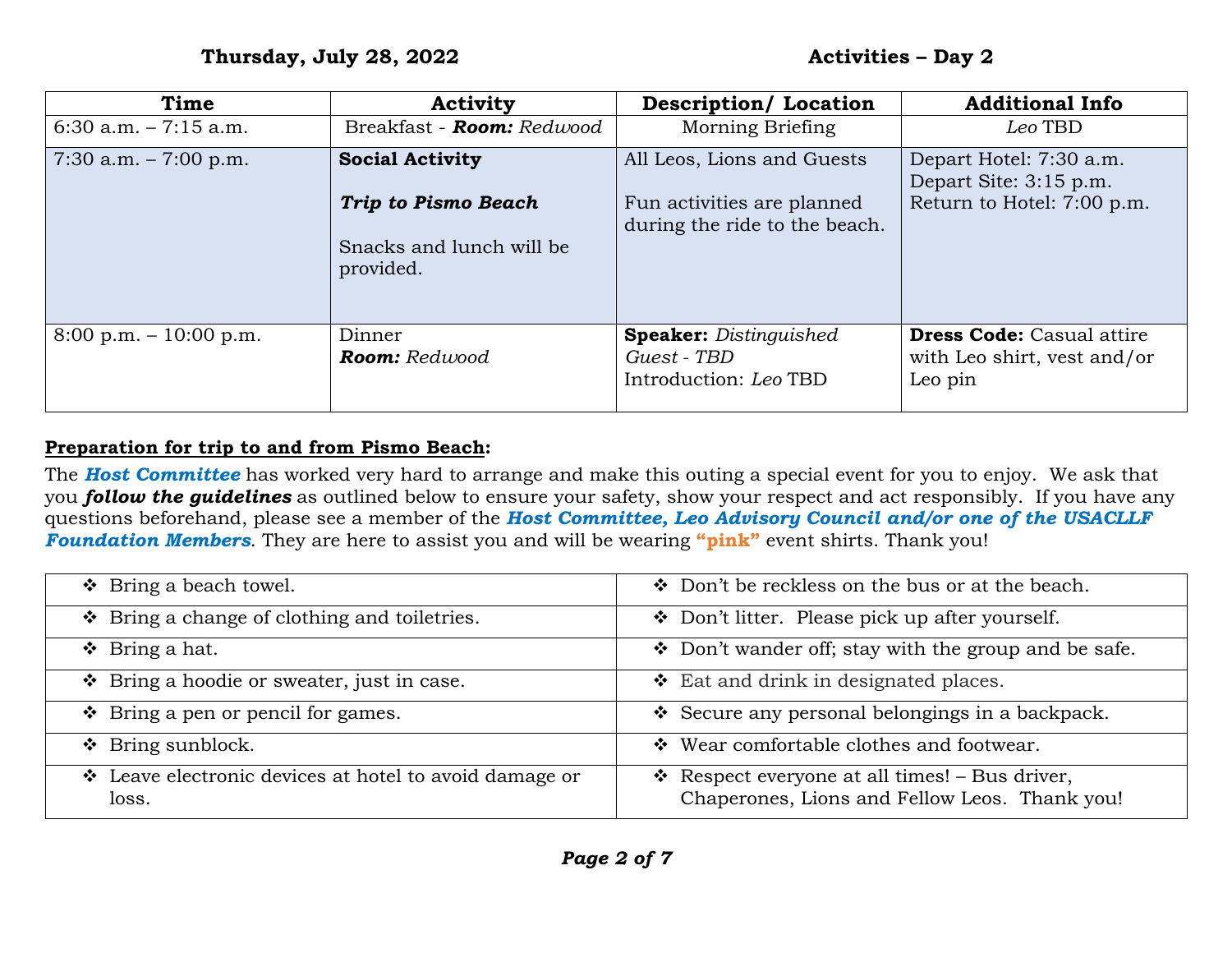**Thursday, July 28, 2022** **Activities – Day 2**

| Time | Activity | Description/ Location | Additional Info |
|---|---|---|---|
| 6:30 a.m. – 7:15 a.m. | Breakfast - ***Room:*** *Redwood* | Morning Briefing | *Leo* TBD |
| 7:30 a.m. – 7:00 p.m. | **Social Activity**<br><br>***Trip to Pismo Beach***<br><br>Snacks and lunch will be provided. | All Leos, Lions and Guests<br><br>Fun activities are planned during the ride to the beach. | Depart Hotel: 7:30 a.m.<br>Depart Site: 3:15 p.m.<br>Return to Hotel: 7:00 p.m. |
| 8:00 p.m. – 10:00 p.m. | Dinner<br>***Room:*** *Redwood* | **Speaker:** *Distinguished Guest - TBD*<br>Introduction: *Leo* TBD | **Dress Code:** Casual attire with Leo shirt, vest and/or Leo pin |

**Preparation for trip to and from Pismo Beach:**

The ***Host Committee*** has worked very hard to arrange and make this outing a special event for you to enjoy. We ask that you ***follow the guidelines*** as outlined below to ensure your safety, show your respect and act responsibly. If you have any questions beforehand, please see a member of the ***Host Committee, Leo Advisory Council and/or one of the USACLLF Foundation Members***. They are here to assist you and will be wearing **"pink"** event shirts. Thank you!

| | |
|---|---|
| ❖ Bring a beach towel. | ❖ Don't be reckless on the bus or at the beach. |
| ❖ Bring a change of clothing and toiletries. | ❖ Don't litter. Please pick up after yourself. |
| ❖ Bring a hat. | ❖ Don't wander off; stay with the group and be safe. |
| ❖ Bring a hoodie or sweater, just in case. | ❖ Eat and drink in designated places. |
| ❖ Bring a pen or pencil for games. | ❖ Secure any personal belongings in a backpack. |
| ❖ Bring sunblock. | ❖ Wear comfortable clothes and footwear. |
| ❖ Leave electronic devices at hotel to avoid damage or loss. | ❖ Respect everyone at all times! – Bus driver, Chaperones, Lions and Fellow Leos. Thank you! |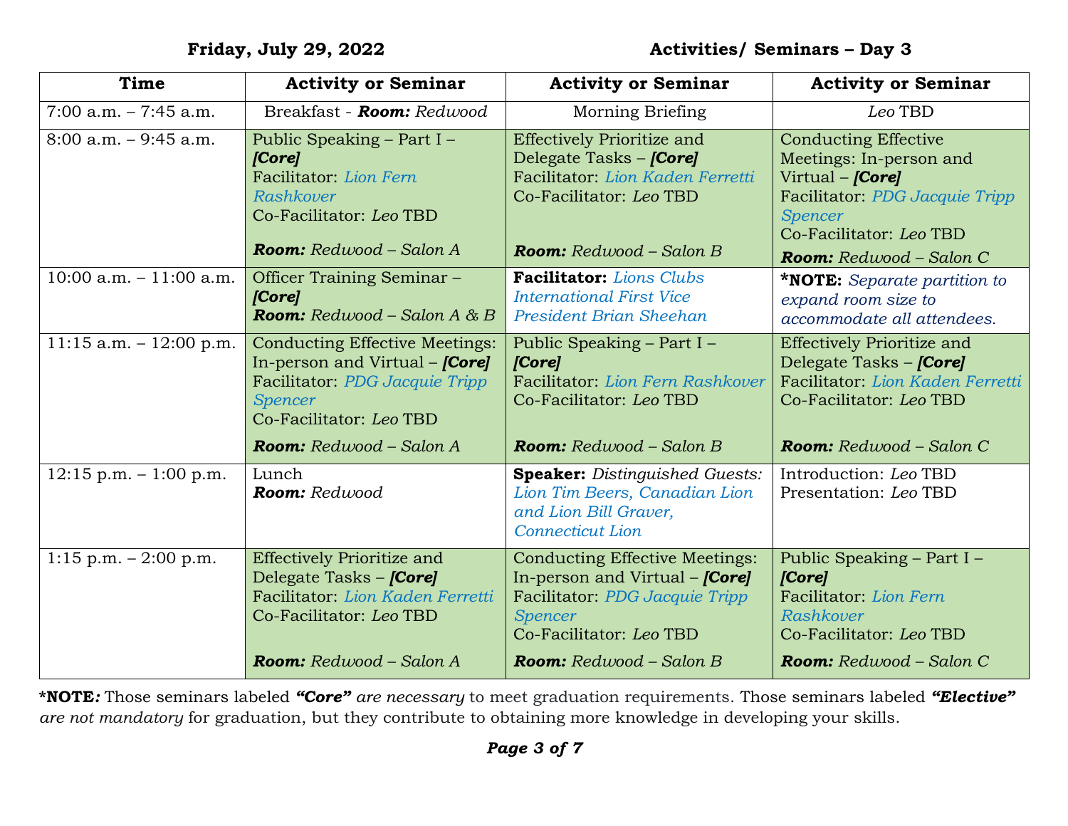**Friday, July 29, 2022** **Activities/ Seminars – Day 3**

| Time | Activity or Seminar | Activity or Seminar | Activity or Seminar |
|---|---|---|---|
| 7:00 a.m. – 7:45 a.m. | Breakfast - ***Room:*** *Redwood* | Morning Briefing | *Leo* TBD |
| 8:00 a.m. – 9:45 a.m. | Public Speaking – Part I – ***[Core]*** Facilitator: *Lion Fern Rashkover* Co-Facilitator: *Leo* TBD ***Room:*** *Redwood – Salon A* | Effectively Prioritize and Delegate Tasks – ***[Core]*** Facilitator: *Lion Kaden Ferretti* Co-Facilitator: *Leo* TBD ***Room:*** *Redwood – Salon B* | Conducting Effective Meetings: In-person and Virtual – ***[Core]*** Facilitator: *PDG Jacquie Tripp Spencer* Co-Facilitator: *Leo* TBD ***Room:*** *Redwood – Salon C* |
| 10:00 a.m. – 11:00 a.m. | Officer Training Seminar – ***[Core]*** ***Room:*** *Redwood – Salon A & B* | **Facilitator:** *Lions Clubs International First Vice President Brian Sheehan* | **\*NOTE:** *Separate partition to expand room size to accommodate all attendees.* |
| 11:15 a.m. – 12:00 p.m. | Conducting Effective Meetings: In-person and Virtual – ***[Core]*** Facilitator: *PDG Jacquie Tripp Spencer* Co-Facilitator: *Leo* TBD ***Room:*** *Redwood – Salon A* | Public Speaking – Part I – ***[Core]*** Facilitator: *Lion Fern Rashkover* Co-Facilitator: *Leo* TBD ***Room:*** *Redwood – Salon B* | Effectively Prioritize and Delegate Tasks – ***[Core]*** Facilitator: *Lion Kaden Ferretti* Co-Facilitator: *Leo* TBD ***Room:*** *Redwood – Salon C* |
| 12:15 p.m. – 1:00 p.m. | Lunch ***Room:*** *Redwood* | **Speaker:** *Distinguished Guests: Lion Tim Beers, Canadian Lion and Lion Bill Graver, Connecticut Lion* | Introduction: *Leo* TBD Presentation: *Leo* TBD |
| 1:15 p.m. – 2:00 p.m. | Effectively Prioritize and Delegate Tasks – ***[Core]*** Facilitator: *Lion Kaden Ferretti* Co-Facilitator: *Leo* TBD ***Room:*** *Redwood – Salon A* | Conducting Effective Meetings: In-person and Virtual – ***[Core]*** Facilitator: *PDG Jacquie Tripp Spencer* Co-Facilitator: *Leo* TBD ***Room:*** *Redwood – Salon B* | Public Speaking – Part I – ***[Core]*** Facilitator: *Lion Fern Rashkover* Co-Facilitator: *Leo* TBD ***Room:*** *Redwood – Salon C* |

**\*NOTE*:*** Those seminars labeled ***"Core"*** *are necessary* to meet graduation requirements. Those seminars labeled ***"Elective"*** *are not mandatory* for graduation, but they contribute to obtaining more knowledge in developing your skills.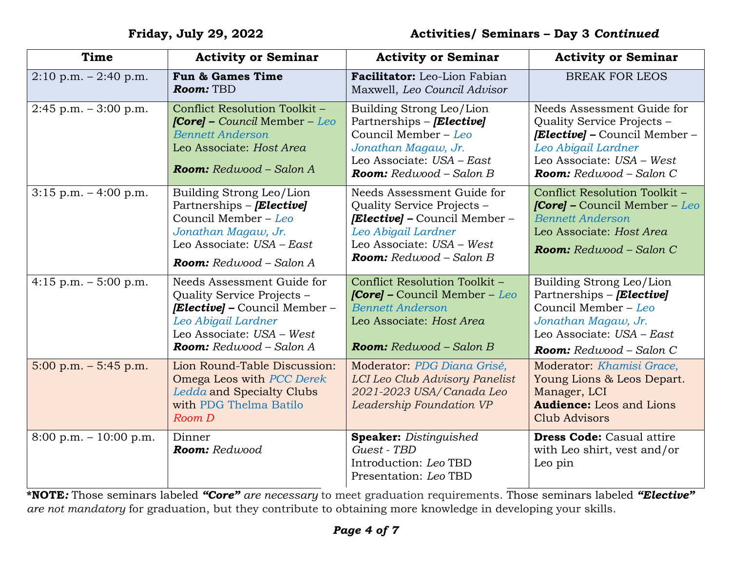**Friday, July 29, 2022** **Activities/ Seminars – Day 3 *Continued***

| Time | Activity or Seminar | Activity or Seminar | Activity or Seminar |
|---|---|---|---|
| 2:10 p.m. – 2:40 p.m. | **Fun & Games Time** ***Room:*** TBD | **Facilitator:** Leo-Lion Fabian Maxwell, *Leo Council Advisor* | BREAK FOR LEOS |
| 2:45 p.m. – 3:00 p.m. | Conflict Resolution Toolkit – ***[Core] –*** *Council* Member – *Leo Bennett Anderson* Leo Associate: *Host Area* ***Room:*** *Redwood – Salon A* | Building Strong Leo/Lion Partnerships – ***[Elective]*** Council Member – *Leo Jonathan Magaw, Jr.* Leo Associate: *USA – East* ***Room:*** *Redwood – Salon B* | Needs Assessment Guide for Quality Service Projects – ***[Elective] –*** Council Member – *Leo Abigail Lardner* Leo Associate: *USA – West* ***Room:*** *Redwood – Salon C* |
| 3:15 p.m. – 4:00 p.m. | Building Strong Leo/Lion Partnerships – ***[Elective]*** Council Member – *Leo Jonathan Magaw, Jr.* Leo Associate: *USA – East* ***Room:*** *Redwood – Salon A* | Needs Assessment Guide for Quality Service Projects – ***[Elective] –*** Council Member – *Leo Abigail Lardner* Leo Associate: *USA – West* ***Room:*** *Redwood – Salon B* | Conflict Resolution Toolkit – ***[Core] –*** Council Member – *Leo Bennett Anderson* Leo Associate: *Host Area* ***Room:*** *Redwood – Salon C* |
| 4:15 p.m. – 5:00 p.m. | Needs Assessment Guide for Quality Service Projects – ***[Elective] –*** Council Member – *Leo Abigail Lardner* Leo Associate: *USA – West* ***Room:*** *Redwood – Salon A* | Conflict Resolution Toolkit – ***[Core] –*** Council Member – *Leo Bennett Anderson* Leo Associate: *Host Area* ***Room:*** *Redwood – Salon B* | Building Strong Leo/Lion Partnerships – ***[Elective]*** Council Member – *Leo Jonathan Magaw, Jr.* Leo Associate: *USA – East* ***Room:*** *Redwood – Salon C* |
| 5:00 p.m. – 5:45 p.m. | Lion Round-Table Discussion: Omega Leos with PCC Derek Ledda and Specialty Clubs with PDG Thelma Batilo *Room D* | Moderator: *PDG Diana Grisé, LCI Leo Club Advisory Panelist 2021-2023 USA/Canada Leo Leadership Foundation VP* | Moderator: *Khamisi Grace,* Young Lions & Leos Depart. Manager, LCI **Audience:** Leos and Lions Club Advisors |
| 8:00 p.m. – 10:00 p.m. | Dinner ***Room:*** *Redwood* | **Speaker:** *Distinguished Guest - TBD* Introduction: *Leo* TBD Presentation: *Leo* TBD | **Dress Code:** Casual attire with Leo shirt, vest and/or Leo pin |

***NOTE*:** Those seminars labeled ***"Core"*** *are necessary* to meet graduation requirements. Those seminars labeled ***"Elective"*** *are not mandatory* for graduation, but they contribute to obtaining more knowledge in developing your skills.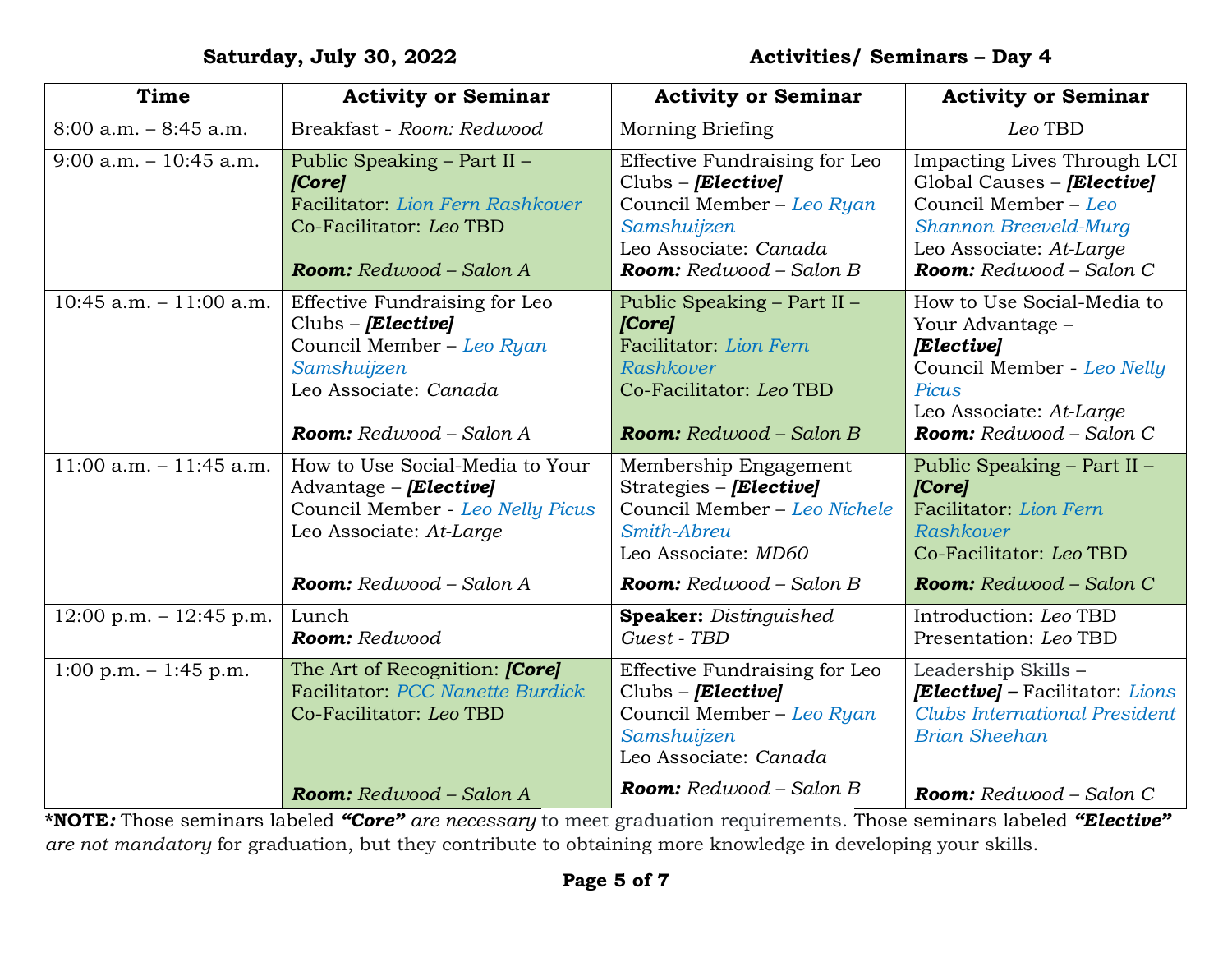**Saturday, July 30, 2022** **Activities/ Seminars – Day 4**

| Time | Activity or Seminar | Activity or Seminar | Activity or Seminar |
|---|---|---|---|
| 8:00 a.m. – 8:45 a.m. | Breakfast - *Room: Redwood* | Morning Briefing | *Leo* TBD |
| 9:00 a.m. – 10:45 a.m. | Public Speaking – Part II – ***[Core]*** Facilitator: *Lion Fern Rashkover* Co-Facilitator: *Leo* TBD ***Room:*** *Redwood – Salon A* | Effective Fundraising for Leo Clubs – ***[Elective]*** Council Member – *Leo Ryan Samshuijzen* Leo Associate: *Canada* ***Room:*** *Redwood – Salon B* | Impacting Lives Through LCI Global Causes – ***[Elective]*** Council Member – *Leo Shannon Breeveld-Murg* Leo Associate: *At-Large* ***Room:*** *Redwood – Salon C* |
| 10:45 a.m. – 11:00 a.m. | Effective Fundraising for Leo Clubs – ***[Elective]*** Council Member – *Leo Ryan Samshuijzen* Leo Associate: *Canada* ***Room:*** *Redwood – Salon A* | Public Speaking – Part II – ***[Core]*** Facilitator: *Lion Fern Rashkover* Co-Facilitator: *Leo* TBD ***Room:*** *Redwood – Salon B* | How to Use Social-Media to Your Advantage – ***[Elective]*** Council Member - *Leo Nelly Picus* Leo Associate: *At-Large* ***Room:*** *Redwood – Salon C* |
| 11:00 a.m. – 11:45 a.m. | How to Use Social-Media to Your Advantage – ***[Elective]*** Council Member - *Leo Nelly Picus* Leo Associate: *At-Large* ***Room:*** *Redwood – Salon A* | Membership Engagement Strategies – ***[Elective]*** Council Member – *Leo Nichele Smith-Abreu* Leo Associate: *MD60* ***Room:*** *Redwood – Salon B* | Public Speaking – Part II – ***[Core]*** Facilitator: *Lion Fern Rashkover* Co-Facilitator: *Leo* TBD ***Room:*** *Redwood – Salon C* |
| 12:00 p.m. – 12:45 p.m. | Lunch ***Room:*** *Redwood* | **Speaker:** *Distinguished Guest - TBD* | Introduction: *Leo* TBD Presentation: *Leo* TBD |
| 1:00 p.m. – 1:45 p.m. | The Art of Recognition: ***[Core]*** Facilitator: *PCC Nanette Burdick* Co-Facilitator: *Leo* TBD ***Room:*** *Redwood – Salon A* | Effective Fundraising for Leo Clubs – ***[Elective]*** Council Member – *Leo Ryan Samshuijzen* Leo Associate: *Canada* ***Room:*** *Redwood – Salon B* | Leadership Skills – ***[Elective]* –** Facilitator: *Lions Clubs International President Brian Sheehan* ***Room:*** *Redwood – Salon C* |

***NOTE*:** Those seminars labeled ***"Core"*** *are necessary* to meet graduation requirements. Those seminars labeled ***"Elective"*** *are not mandatory* for graduation, but they contribute to obtaining more knowledge in developing your skills.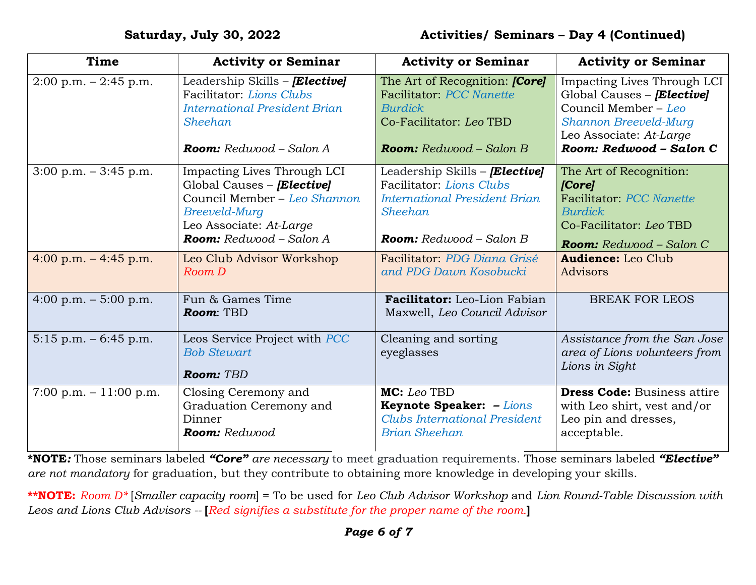**Saturday, July 30, 2022** **Activities/ Seminars – Day 4 (Continued)**

| Time | Activity or Seminar | Activity or Seminar | Activity or Seminar |
|---|---|---|---|
| 2:00 p.m. – 2:45 p.m. | Leadership Skills – ***[Elective]*** Facilitator: *Lions Clubs International President Brian Sheehan* ***Room:*** *Redwood – Salon A* | The Art of Recognition: ***[Core]*** Facilitator: *PCC Nanette Burdick* Co-Facilitator: *Leo* TBD ***Room:*** *Redwood – Salon B* | Impacting Lives Through LCI Global Causes – ***[Elective]*** Council Member – *Leo Shannon Breeveld-Murg* Leo Associate: *At-Large* **Room: Redwood – Salon C** |
| 3:00 p.m. – 3:45 p.m. | Impacting Lives Through LCI Global Causes – ***[Elective]*** Council Member – *Leo Shannon Breeveld-Murg* Leo Associate: *At-Large* ***Room:*** *Redwood – Salon A* | Leadership Skills – ***[Elective]*** Facilitator: *Lions Clubs International President Brian Sheehan* ***Room:*** *Redwood – Salon B* | The Art of Recognition: ***[Core]*** Facilitator: *PCC Nanette Burdick* Co-Facilitator: *Leo* TBD ***Room:*** *Redwood – Salon C* |
| 4:00 p.m. – 4:45 p.m. | Leo Club Advisor Workshop *Room D* | Facilitator: *PDG Diana Grisé and PDG Dawn Kosobucki* | **Audience:** Leo Club Advisors |
| 4:00 p.m. – 5:00 p.m. | Fun & Games Time ***Room***: TBD | **Facilitator:** Leo-Lion Fabian Maxwell, *Leo Council Advisor* | BREAK FOR LEOS |
| 5:15 p.m. – 6:45 p.m. | Leos Service Project with *PCC Bob Stewart* ***Room:*** *TBD* | Cleaning and sorting eyeglasses | *Assistance from the San Jose area of Lions volunteers from Lions in Sight* |
| 7:00 p.m. – 11:00 p.m. | Closing Ceremony and Graduation Ceremony and Dinner ***Room:*** *Redwood* | **MC:** *Leo* TBD **Keynote Speaker:** – *Lions Clubs International President Brian Sheehan* | **Dress Code:** Business attire with Leo shirt, vest and/or Leo pin and dresses, acceptable. |

***NOTE*:** Those seminars labeled ***"Core"*** *are necessary* to meet graduation requirements. Those seminars labeled ***"Elective"*** *are not mandatory* for graduation, but they contribute to obtaining more knowledge in developing your skills.

****NOTE:** *Room D** [*Smaller capacity room*] = To be used for *Leo Club Advisor Workshop* and *Lion Round-Table Discussion with Leos and Lions Club Advisors* -- **[***Red signifies a substitute for the proper name of the room.***]**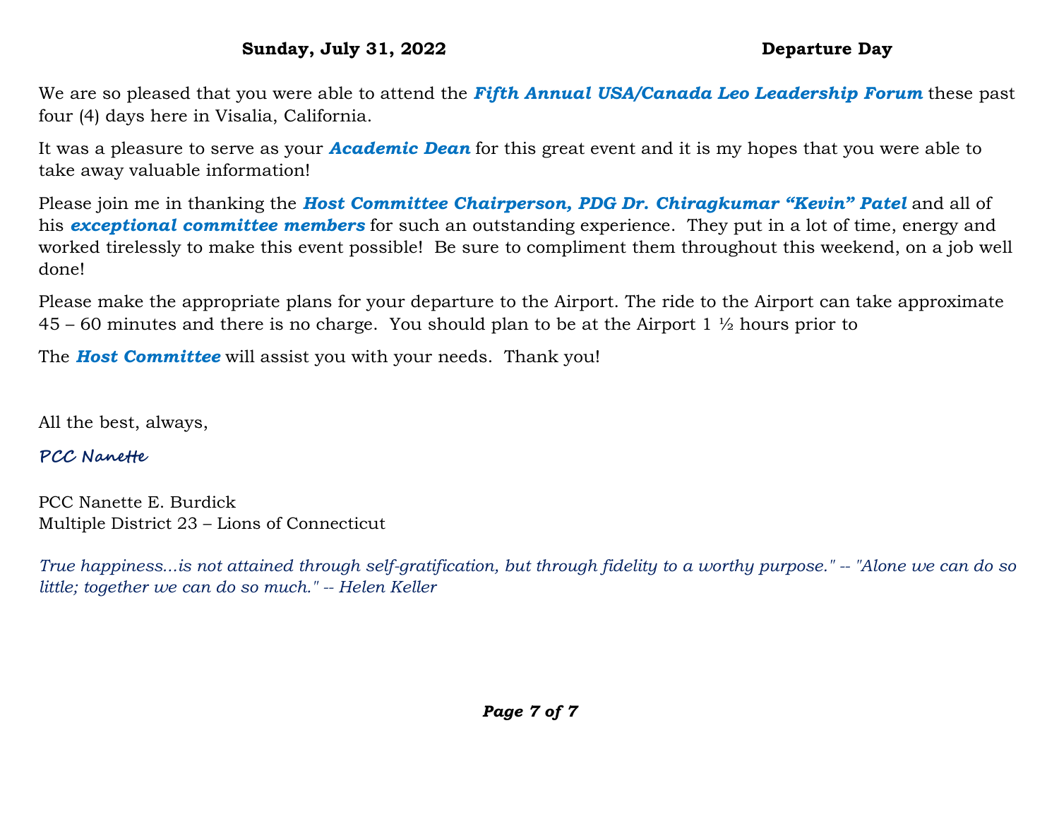**Sunday, July 31, 2022** **Departure Day**

We are so pleased that you were able to attend the ***Fifth Annual USA/Canada Leo Leadership Forum*** these past four (4) days here in Visalia, California.

It was a pleasure to serve as your ***Academic Dean*** for this great event and it is my hopes that you were able to take away valuable information!

Please join me in thanking the ***Host Committee Chairperson, PDG Dr. Chiragkumar "Kevin" Patel*** and all of his ***exceptional committee members*** for such an outstanding experience. They put in a lot of time, energy and worked tirelessly to make this event possible! Be sure to compliment them throughout this weekend, on a job well done!

Please make the appropriate plans for your departure to the Airport. The ride to the Airport can take approximate 45 – 60 minutes and there is no charge. You should plan to be at the Airport 1 ½ hours prior to

The ***Host Committee*** will assist you with your needs. Thank you!

All the best, always,

PCC Nanette

PCC Nanette E. Burdick
Multiple District 23 – Lions of Connecticut

*True happiness...is not attained through self-gratification, but through fidelity to a worthy purpose." -- "Alone we can do so little; together we can do so much." -- Helen Keller*